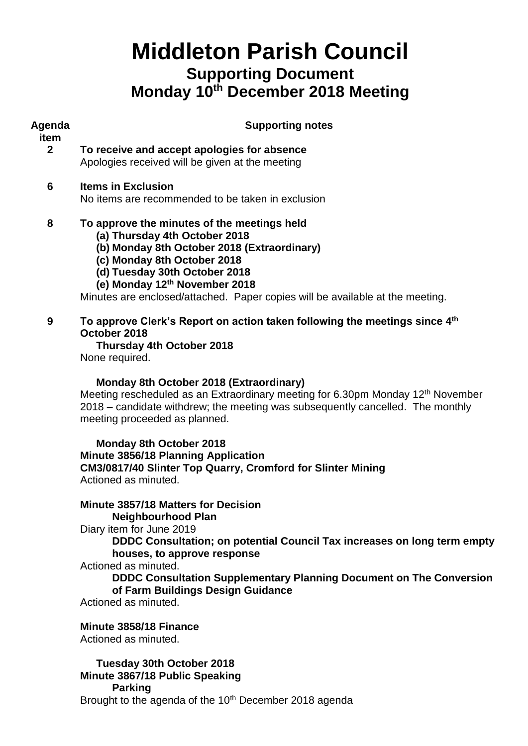# Middleton Parish Council

## Supporting Document
## Monday 10th December 2018 Meeting

**Agenda item** | **Supporting notes**

**2 To receive and accept apologies for absence**
Apologies received will be given at the meeting

**6 Items in Exclusion**
No items are recommended to be taken in exclusion

**8 To approve the minutes of the meetings held**

- **(a) Thursday 4th October 2018**
- **(b) Monday 8th October 2018 (Extraordinary)**
- **(c) Monday 8th October 2018**
- **(d) Tuesday 30th October 2018**
- **(e) Monday 12th November 2018**

Minutes are enclosed/attached. Paper copies will be available at the meeting.

**9 To approve Clerk's Report on action taken following the meetings since 4th October 2018**

**Thursday 4th October 2018**
None required.

**Monday 8th October 2018 (Extraordinary)**
Meeting rescheduled as an Extraordinary meeting for 6.30pm Monday 12th November 2018 – candidate withdrew; the meeting was subsequently cancelled. The monthly meeting proceeded as planned.

**Monday 8th October 2018**
**Minute 3856/18 Planning Application**
**CM3/0817/40 Slinter Top Quarry, Cromford for Slinter Mining**
Actioned as minuted.

**Minute 3857/18 Matters for Decision**
**Neighbourhood Plan**
Diary item for June 2019
**DDDC Consultation; on potential Council Tax increases on long term empty houses, to approve response**
Actioned as minuted.
**DDDC Consultation Supplementary Planning Document on The Conversion of Farm Buildings Design Guidance**
Actioned as minuted.

**Minute 3858/18 Finance**
Actioned as minuted.

**Tuesday 30th October 2018**
**Minute 3867/18 Public Speaking**
**Parking**
Brought to the agenda of the 10th December 2018 agenda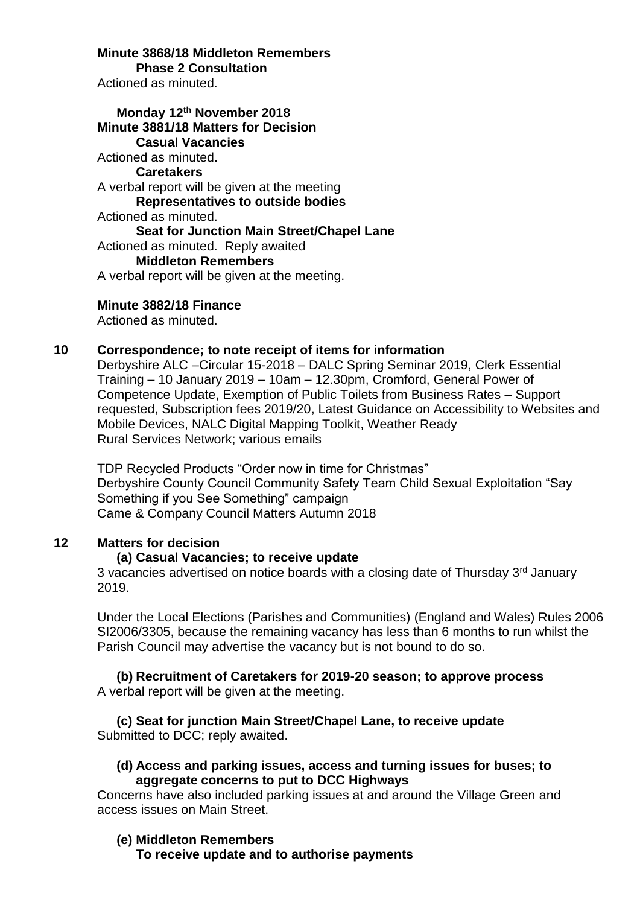**Minute 3868/18 Middleton Remembers**
**Phase 2 Consultation**
Actioned as minuted.

**Monday 12th November 2018**
**Minute 3881/18 Matters for Decision**
**Casual Vacancies**
Actioned as minuted.
**Caretakers**
A verbal report will be given at the meeting
**Representatives to outside bodies**
Actioned as minuted.
**Seat for Junction Main Street/Chapel Lane**
Actioned as minuted. Reply awaited
**Middleton Remembers**
A verbal report will be given at the meeting.

**Minute 3882/18 Finance**
Actioned as minuted.

## 10 Correspondence; to note receipt of items for information

Derbyshire ALC –Circular 15-2018 – DALC Spring Seminar 2019, Clerk Essential Training – 10 January 2019 – 10am – 12.30pm, Cromford, General Power of Competence Update, Exemption of Public Toilets from Business Rates – Support requested, Subscription fees 2019/20, Latest Guidance on Accessibility to Websites and Mobile Devices, NALC Digital Mapping Toolkit, Weather Ready
Rural Services Network; various emails

TDP Recycled Products "Order now in time for Christmas"
Derbyshire County Council Community Safety Team Child Sexual Exploitation "Say Something if you See Something" campaign
Came & Company Council Matters Autumn 2018

## 12 Matters for decision

**(a) Casual Vacancies; to receive update**

3 vacancies advertised on notice boards with a closing date of Thursday 3rd January 2019.

Under the Local Elections (Parishes and Communities) (England and Wales) Rules 2006 SI2006/3305, because the remaining vacancy has less than 6 months to run whilst the Parish Council may advertise the vacancy but is not bound to do so.

**(b) Recruitment of Caretakers for 2019-20 season; to approve process**

A verbal report will be given at the meeting.

**(c) Seat for junction Main Street/Chapel Lane, to receive update**

Submitted to DCC; reply awaited.

**(d) Access and parking issues, access and turning issues for buses; to aggregate concerns to put to DCC Highways**

Concerns have also included parking issues at and around the Village Green and access issues on Main Street.

**(e) Middleton Remembers**
**To receive update and to authorise payments**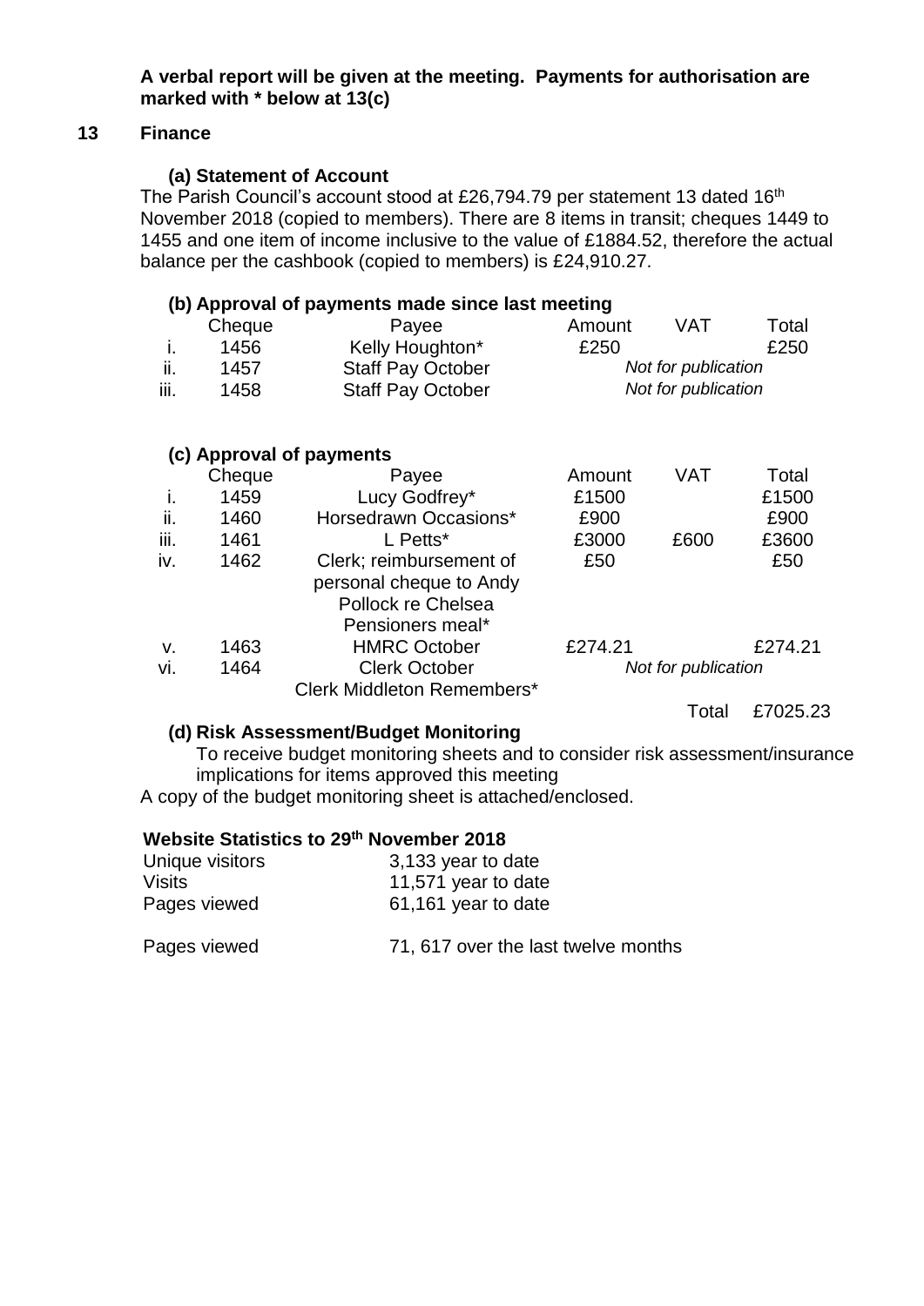**A verbal report will be given at the meeting. Payments for authorisation are marked with * below at 13(c)**

## 13 Finance

### (a) Statement of Account

The Parish Council's account stood at £26,794.79 per statement 13 dated 16th November 2018 (copied to members). There are 8 items in transit; cheques 1449 to 1455 and one item of income inclusive to the value of £1884.52, therefore the actual balance per the cashbook (copied to members) is £24,910.27.

### (b) Approval of payments made since last meeting

| | Cheque | Payee | Amount | VAT | Total |
|---|---|---|---|---|---|
| i. | 1456 | Kelly Houghton* | £250 | | £250 |
| ii. | 1457 | Staff Pay October | *Not for publication* | | |
| iii. | 1458 | Staff Pay October | *Not for publication* | | |

### (c) Approval of payments

| | Cheque | Payee | Amount | VAT | Total |
|---|---|---|---|---|---|
| i. | 1459 | Lucy Godfrey* | £1500 | | £1500 |
| ii. | 1460 | Horsedrawn Occasions* | £900 | | £900 |
| iii. | 1461 | L Petts* | £3000 | £600 | £3600 |
| iv. | 1462 | Clerk; reimbursement of personal cheque to Andy Pollock re Chelsea Pensioners meal* | £50 | | £50 |
| v. | 1463 | HMRC October | £274.21 | | £274.21 |
| vi. | 1464 | Clerk October Clerk Middleton Remembers* | *Not for publication* | | |
| | | | | Total | £7025.23 |

### (d) Risk Assessment/Budget Monitoring

To receive budget monitoring sheets and to consider risk assessment/insurance implications for items approved this meeting

A copy of the budget monitoring sheet is attached/enclosed.

**Website Statistics to 29th November 2018**

| | |
|---|---|
| Unique visitors | 3,133 year to date |
| Visits | 11,571 year to date |
| Pages viewed | 61,161 year to date |
| Pages viewed | 71, 617 over the last twelve months |